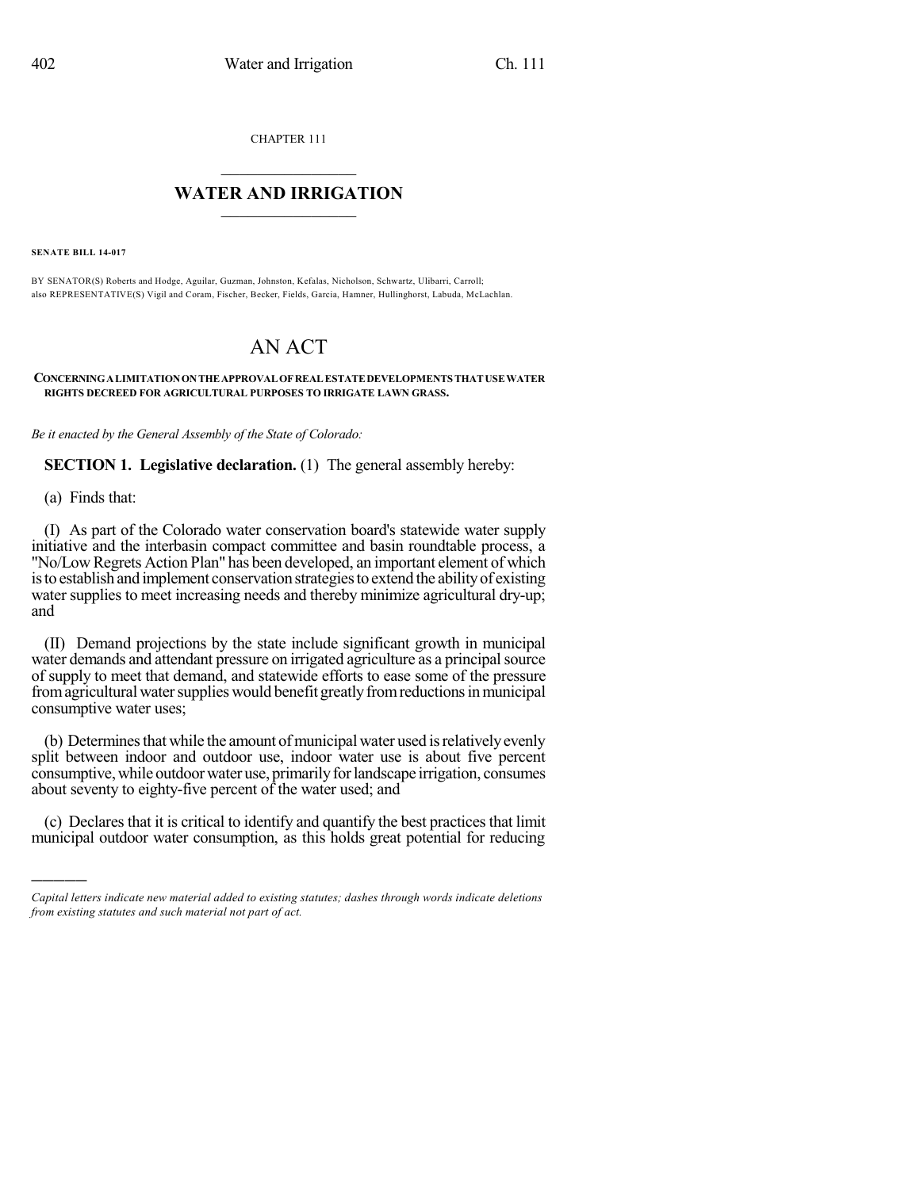CHAPTER 111

# WATER AND IRRIGATION

**SENATE BILL 14-017**

BY SENATOR(S) Roberts and Hodge, Aguilar, Guzman, Johnston, Kefalas, Nicholson, Schwartz, Ulibarri, Carroll; also REPRESENTATIVE(S) Vigil and Coram, Fischer, Becker, Fields, Garcia, Hamner, Hullinghorst, Labuda, McLachlan.

# AN ACT

**CONCERNING A LIMITATION ON THE APPROVAL OF REAL ESTATE DEVELOPMENTS THAT USE WATER RIGHTS DECREED FOR AGRICULTURAL PURPOSES TO IRRIGATE LAWN GRASS.**

*Be it enacted by the General Assembly of the State of Colorado:*

**SECTION 1. Legislative declaration.** (1) The general assembly hereby:

(a) Finds that:

(I) As part of the Colorado water conservation board's statewide water supply initiative and the interbasin compact committee and basin roundtable process, a "No/Low Regrets Action Plan" has been developed, an important element of which is to establish and implement conservation strategies to extend the ability of existing water supplies to meet increasing needs and thereby minimize agricultural dry-up; and

(II) Demand projections by the state include significant growth in municipal water demands and attendant pressure on irrigated agriculture as a principal source of supply to meet that demand, and statewide efforts to ease some of the pressure from agricultural water supplies would benefit greatly from reductions in municipal consumptive water uses;

(b) Determines that while the amount of municipal water used is relatively evenly split between indoor and outdoor use, indoor water use is about five percent consumptive, while outdoor water use, primarily for landscape irrigation, consumes about seventy to eighty-five percent of the water used; and

(c) Declares that it is critical to identify and quantify the best practices that limit municipal outdoor water consumption, as this holds great potential for reducing

---

*Capital letters indicate new material added to existing statutes; dashes through words indicate deletions from existing statutes and such material not part of act.*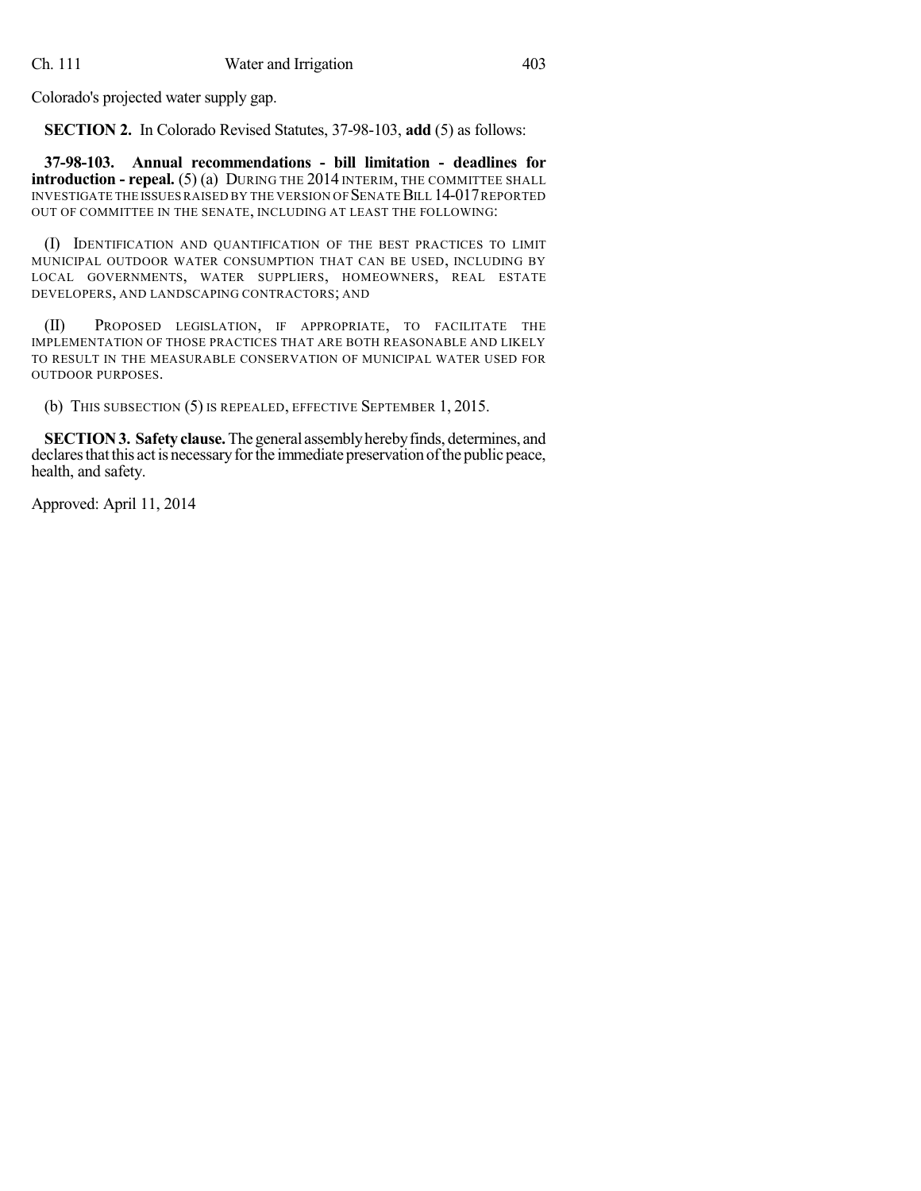Colorado's projected water supply gap.

**SECTION 2.** In Colorado Revised Statutes, 37-98-103, **add** (5) as follows:

**37-98-103. Annual recommendations - bill limitation - deadlines for introduction - repeal.** (5) (a) DURING THE 2014 INTERIM, THE COMMITTEE SHALL INVESTIGATE THE ISSUES RAISED BY THE VERSION OF SENATE BILL 14-017 REPORTED OUT OF COMMITTEE IN THE SENATE, INCLUDING AT LEAST THE FOLLOWING:

(I) IDENTIFICATION AND QUANTIFICATION OF THE BEST PRACTICES TO LIMIT MUNICIPAL OUTDOOR WATER CONSUMPTION THAT CAN BE USED, INCLUDING BY LOCAL GOVERNMENTS, WATER SUPPLIERS, HOMEOWNERS, REAL ESTATE DEVELOPERS, AND LANDSCAPING CONTRACTORS; AND

(II) PROPOSED LEGISLATION, IF APPROPRIATE, TO FACILITATE THE IMPLEMENTATION OF THOSE PRACTICES THAT ARE BOTH REASONABLE AND LIKELY TO RESULT IN THE MEASURABLE CONSERVATION OF MUNICIPAL WATER USED FOR OUTDOOR PURPOSES.

(b) THIS SUBSECTION (5) IS REPEALED, EFFECTIVE SEPTEMBER 1, 2015.

**SECTION 3. Safety clause.** The general assembly hereby finds, determines, and declares that this act is necessary for the immediate preservation of the public peace, health, and safety.

Approved: April 11, 2014